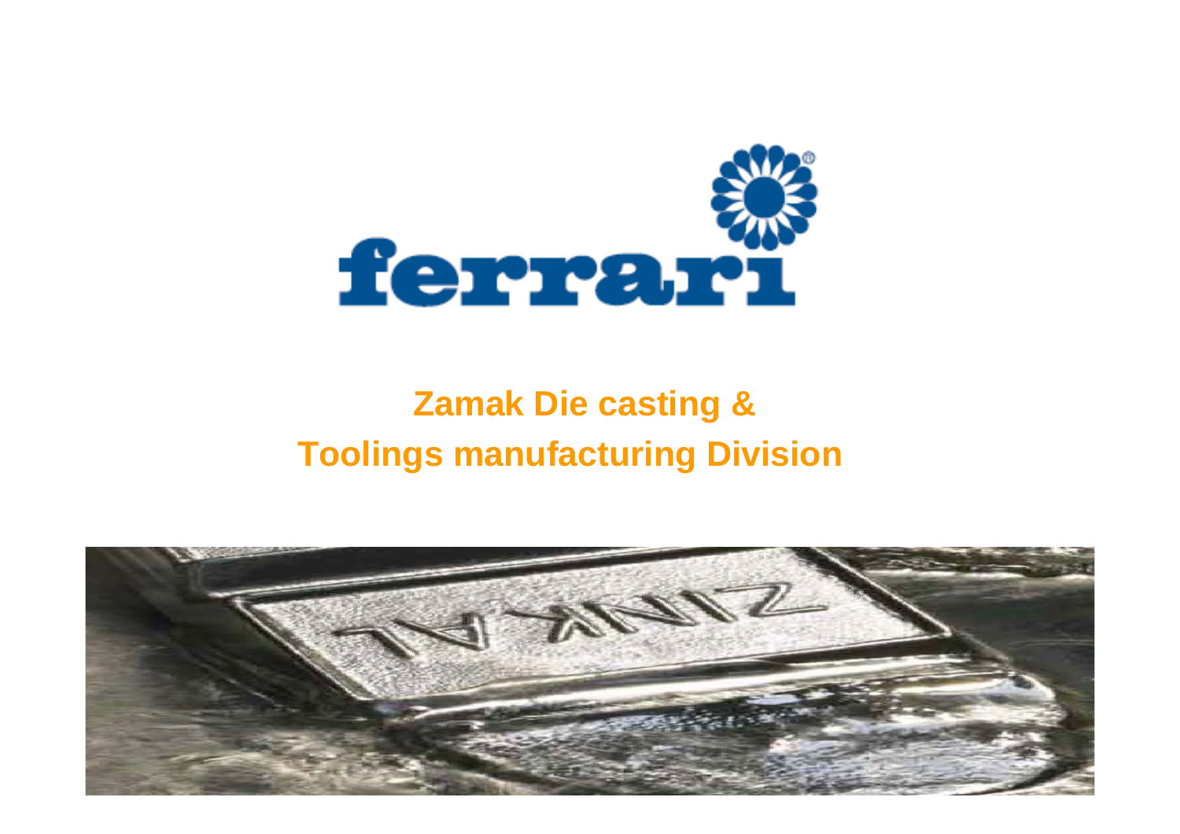ferrari

# Zamak Die casting & Toolings manufacturing Division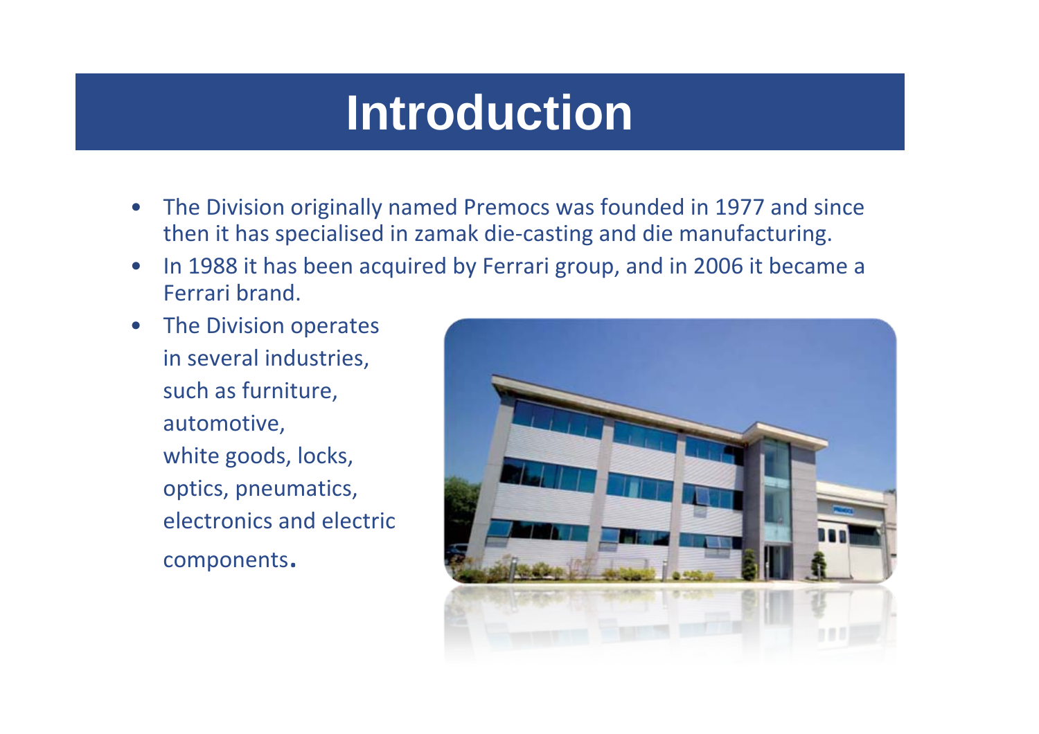# Introduction

- The Division originally named Premocs was founded in 1977 and since then it has specialised in zamak die-casting and die manufacturing.
- In 1988 it has been acquired by Ferrari group, and in 2006 it became a Ferrari brand.
- The Division operates in several industries, such as furniture, automotive, white goods, locks, optics, pneumatics, electronics and electric components.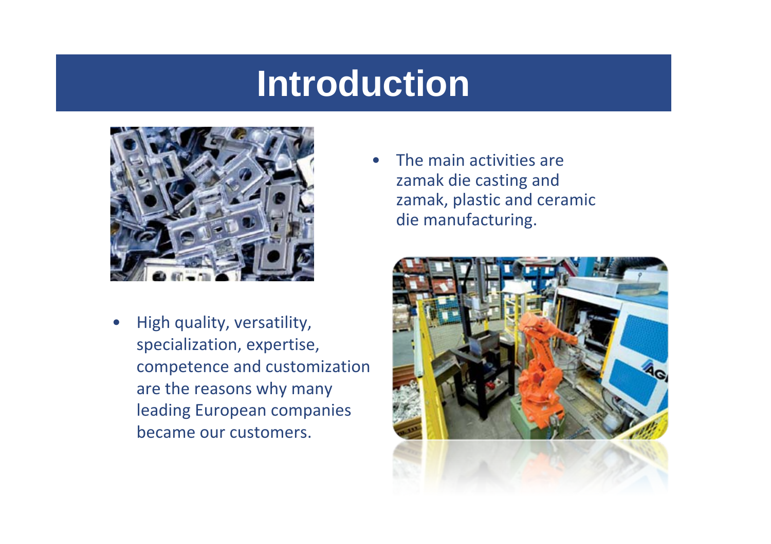# Introduction

- The main activities are zamak die casting and zamak, plastic and ceramic die manufacturing.

- High quality, versatility, specialization, expertise, competence and customization are the reasons why many leading European companies became our customers.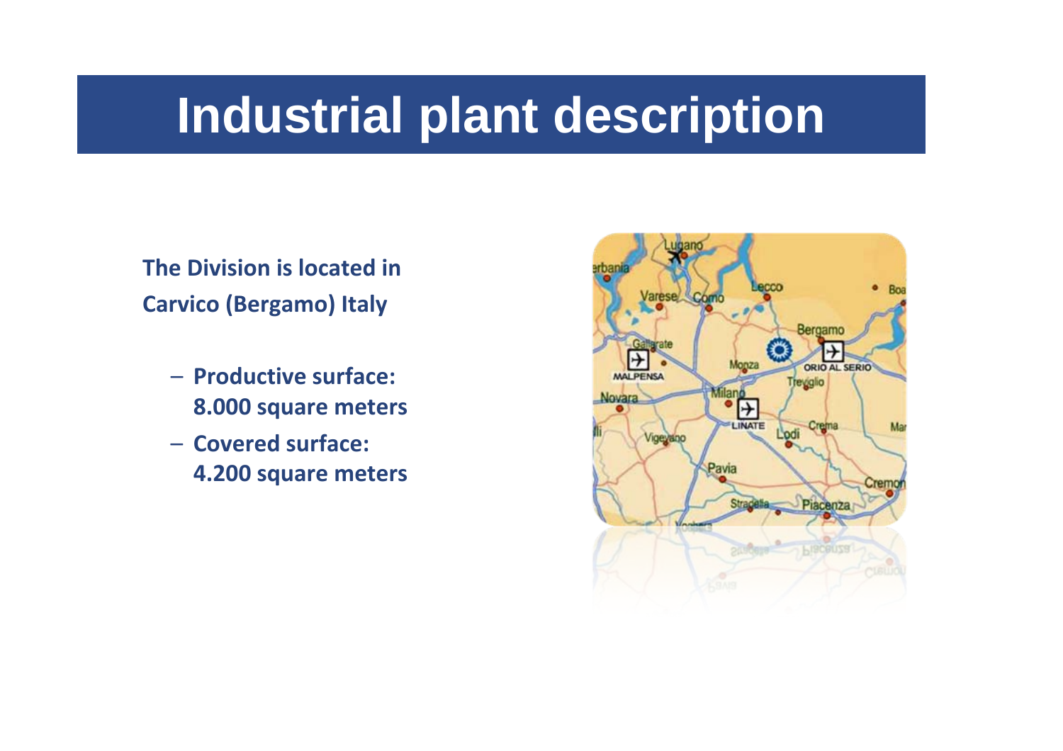# Industrial plant description

**The Division is located in Carvico (Bergamo) Italy**

- **Productive surface: 8.000 square meters**
- **Covered surface: 4.200 square meters**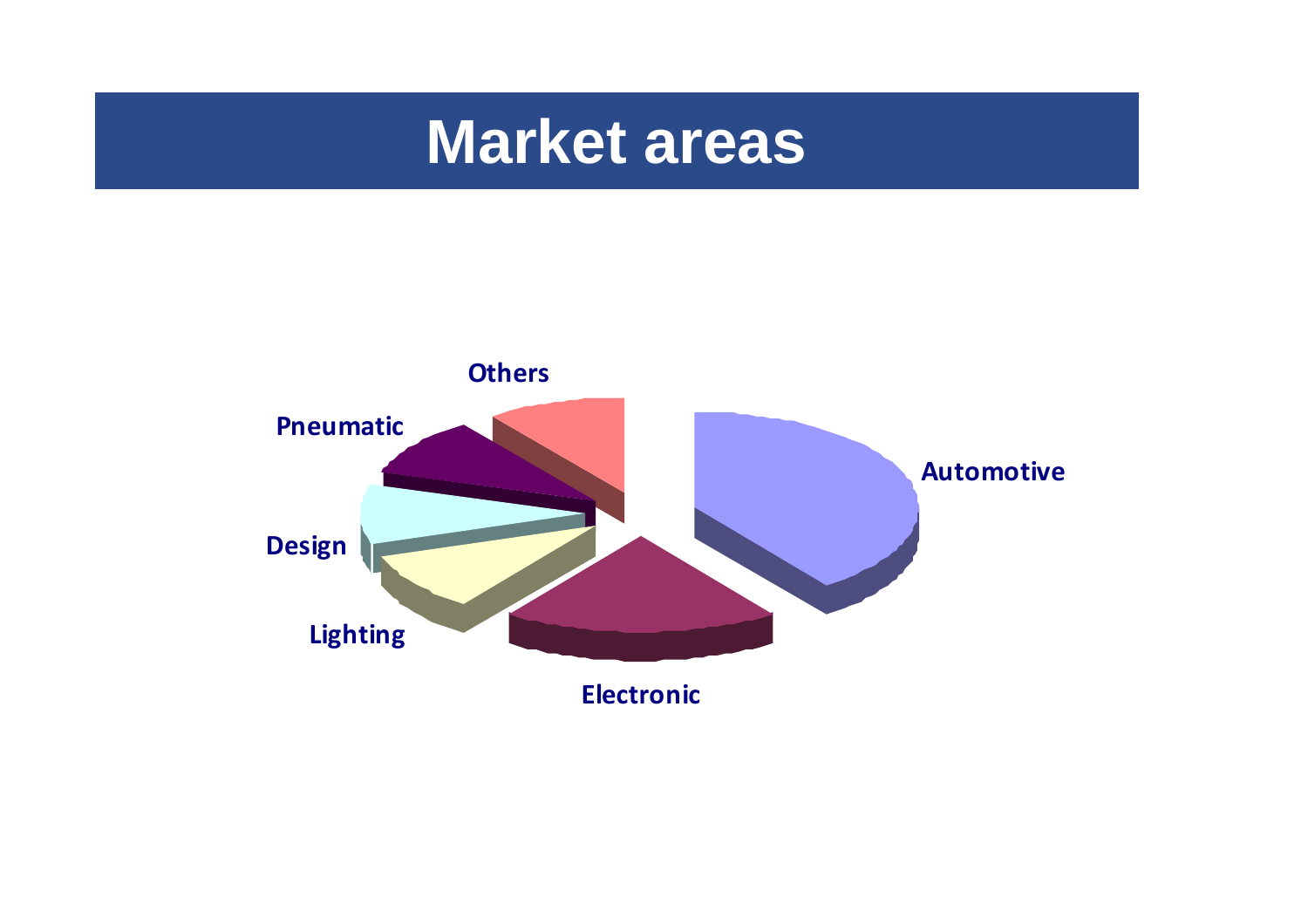# Market areas

Others

Pneumatic

Automotive

Design

Lighting

Electronic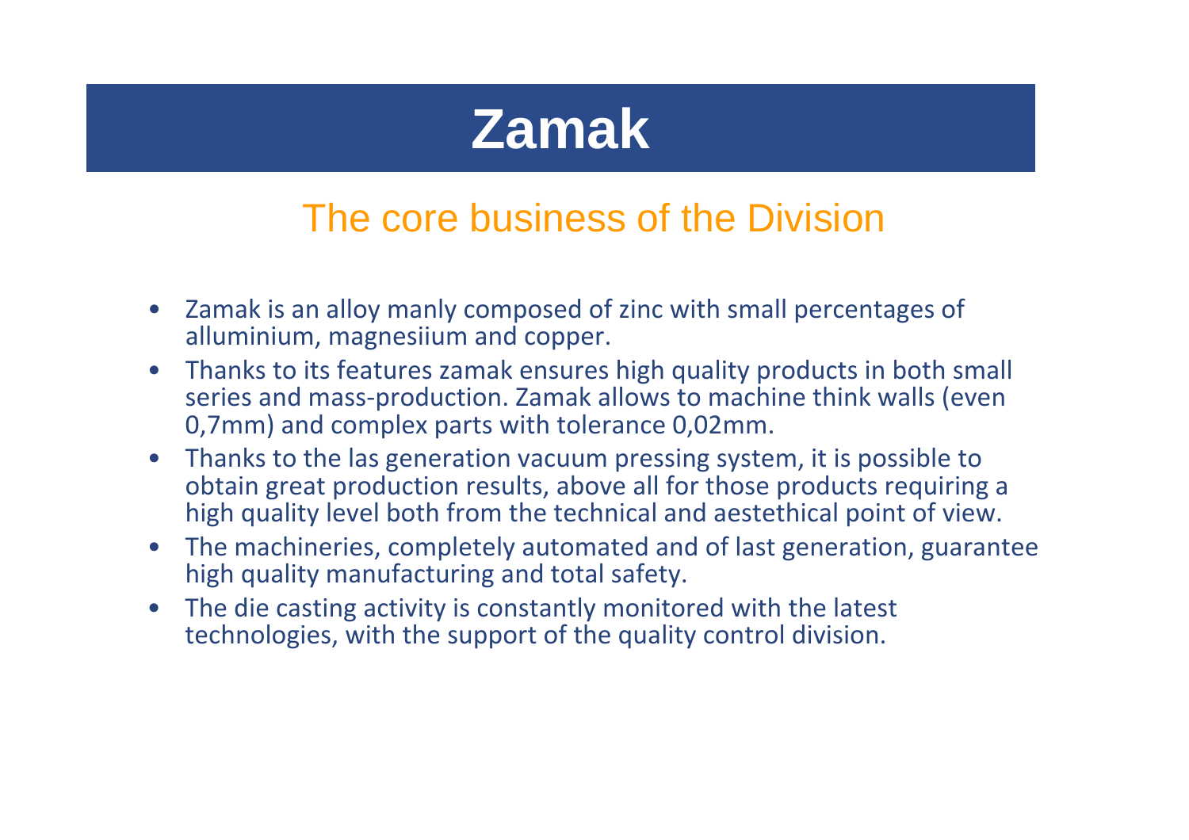# Zamak

## The core business of the Division

- Zamak is an alloy manly composed of zinc with small percentages of alluminium, magnesiium and copper.
- Thanks to its features zamak ensures high quality products in both small series and mass-production. Zamak allows to machine think walls (even 0,7mm) and complex parts with tolerance 0,02mm.
- Thanks to the las generation vacuum pressing system, it is possible to obtain great production results, above all for those products requiring a high quality level both from the technical and aestethical point of view.
- The machineries, completely automated and of last generation, guarantee high quality manufacturing and total safety.
- The die casting activity is constantly monitored with the latest technologies, with the support of the quality control division.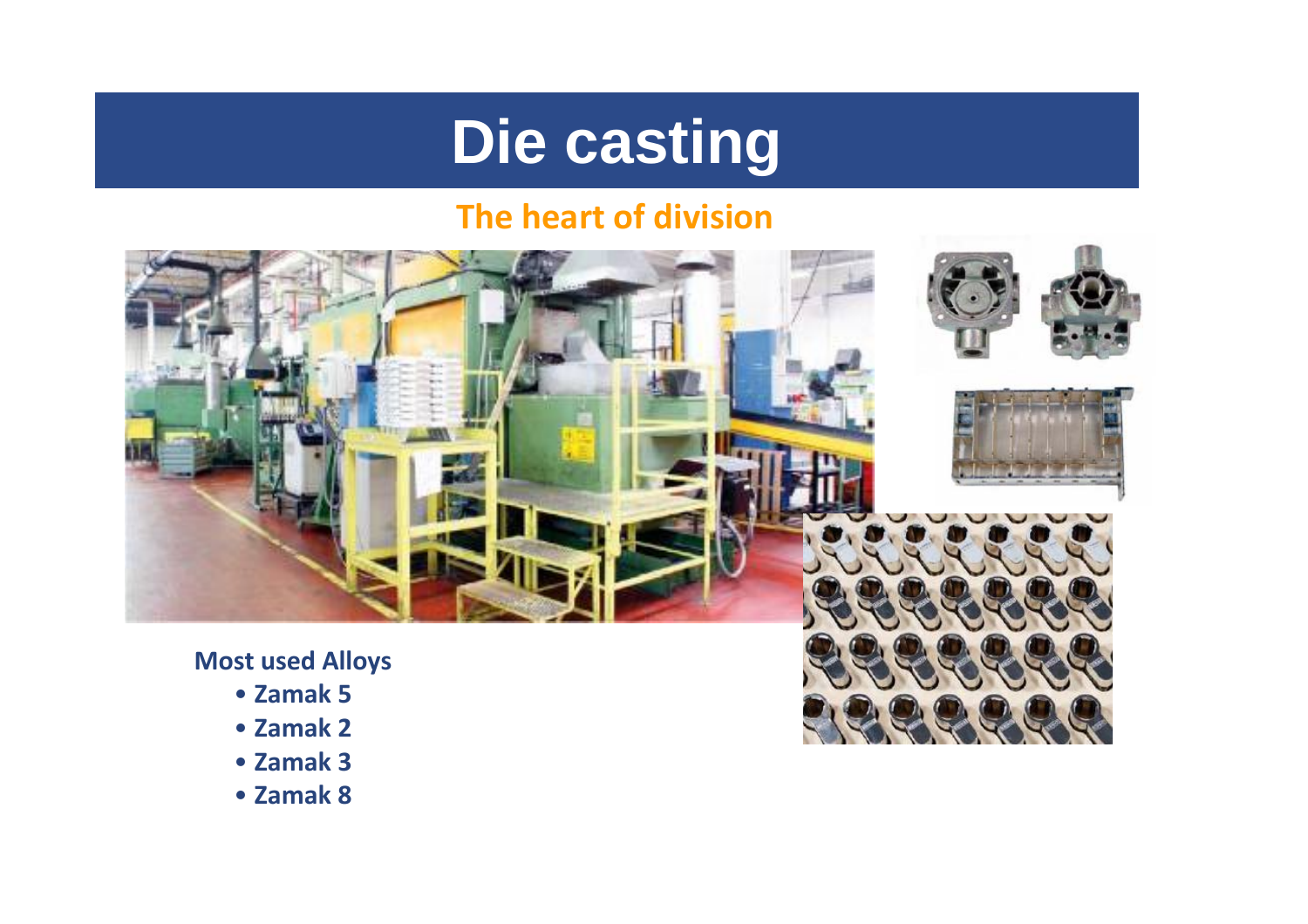# Die casting

## The heart of division

**Most used Alloys**

- **Zamak 5**
- **Zamak 2**
- **Zamak 3**
- **Zamak 8**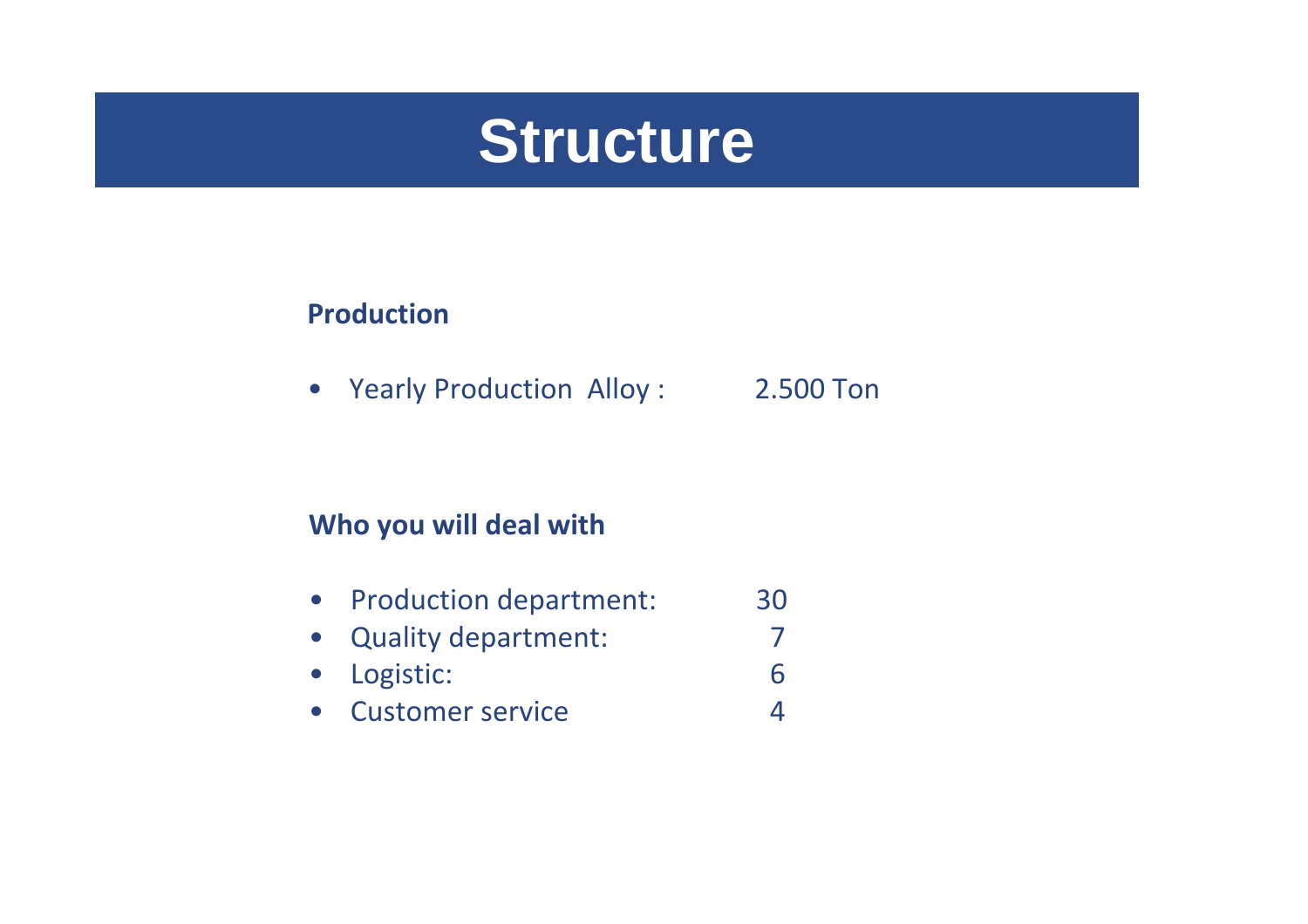# Structure

**Production**

- Yearly Production Alloy : 2.500 Ton

**Who you will deal with**

- Production department: 30
- Quality department: 7
- Logistic: 6
- Customer service 4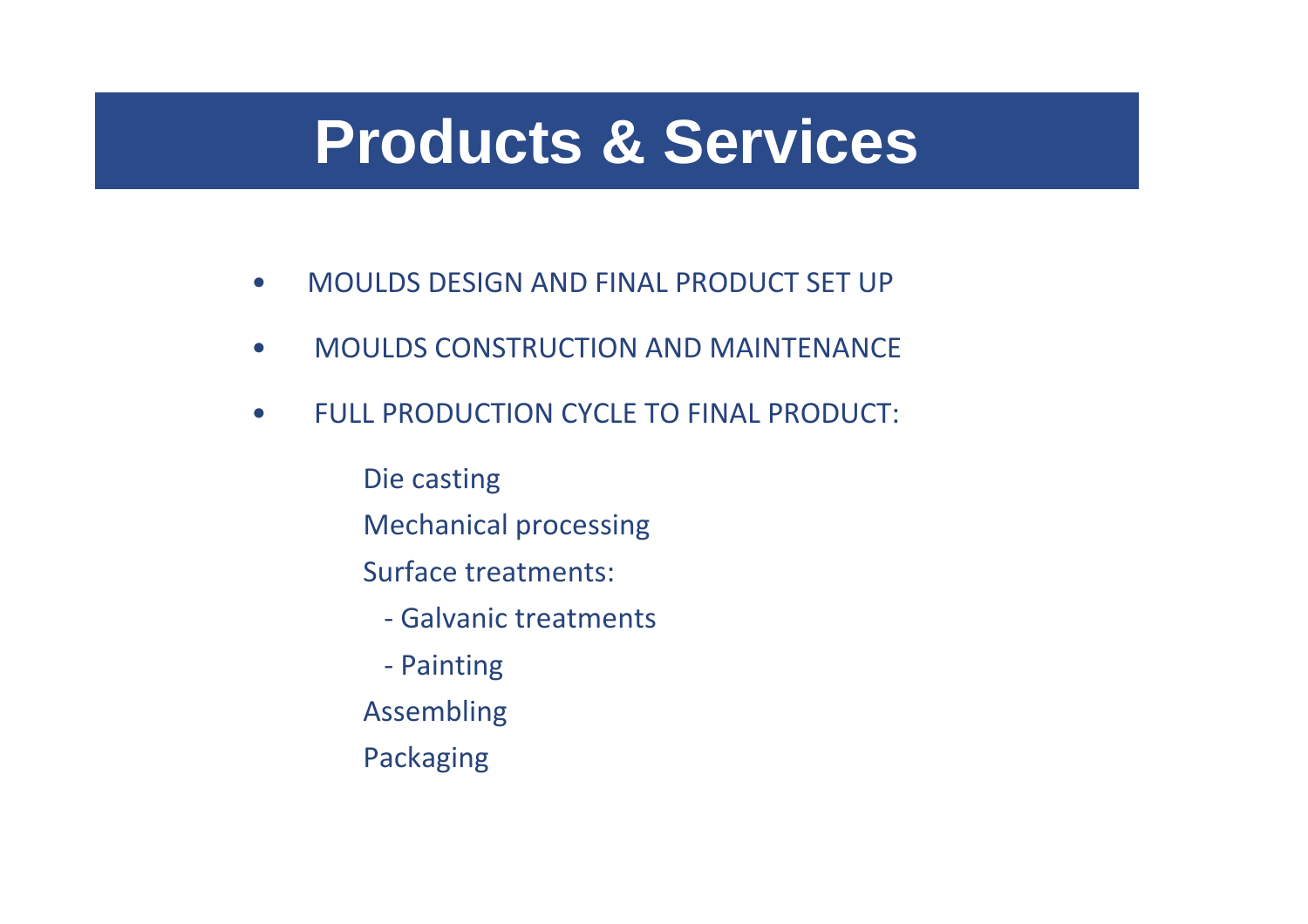# Products & Services

- MOULDS DESIGN AND FINAL PRODUCT SET UP
- MOULDS CONSTRUCTION AND MAINTENANCE
- FULL PRODUCTION CYCLE TO FINAL PRODUCT:

  Die casting

  Mechanical processing

  Surface treatments:

  - Galvanic treatments
  - Painting

  Assembling

  Packaging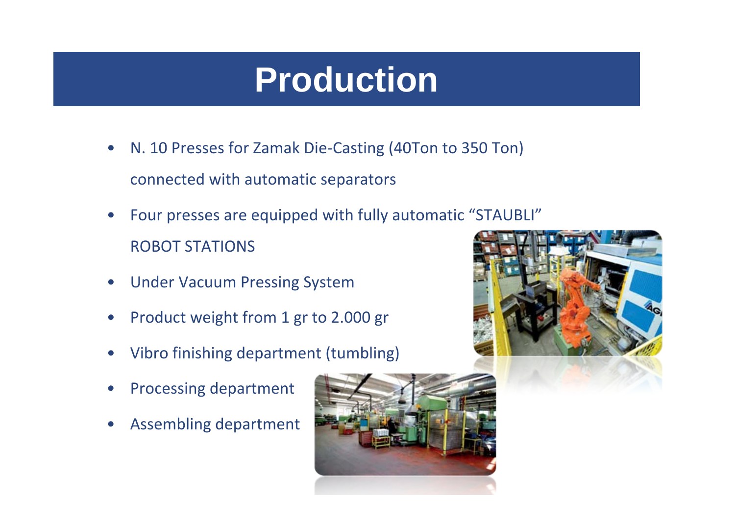# Production

- N. 10 Presses for Zamak Die-Casting (40Ton to 350 Ton) connected with automatic separators
- Four presses are equipped with fully automatic “STAUBLI” ROBOT STATIONS
- Under Vacuum Pressing System
- Product weight from 1 gr to 2.000 gr
- Vibro finishing department (tumbling)
- Processing department
- Assembling department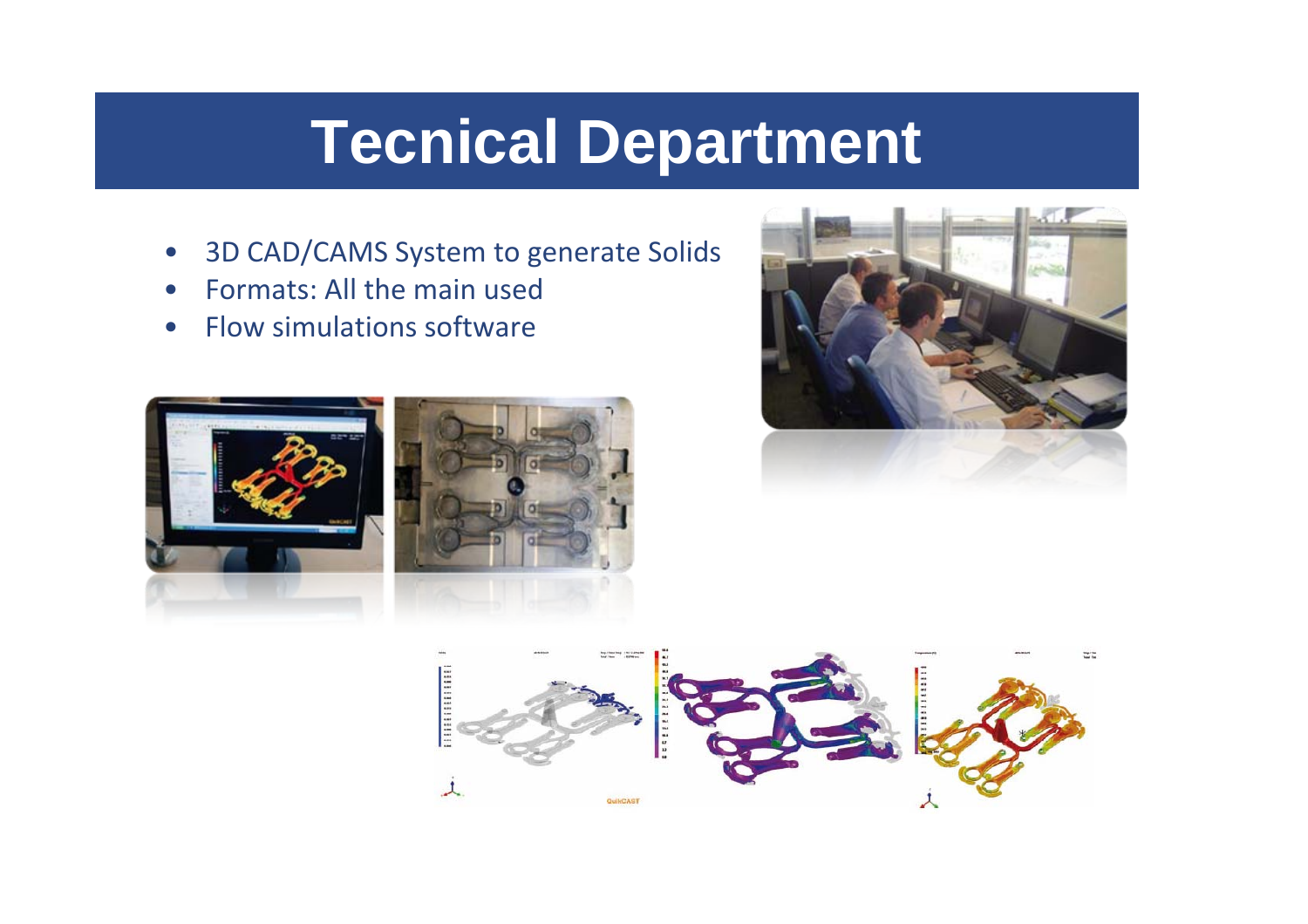# Tecnical Department

- 3D CAD/CAMS System to generate Solids
- Formats: All the main used
- Flow simulations software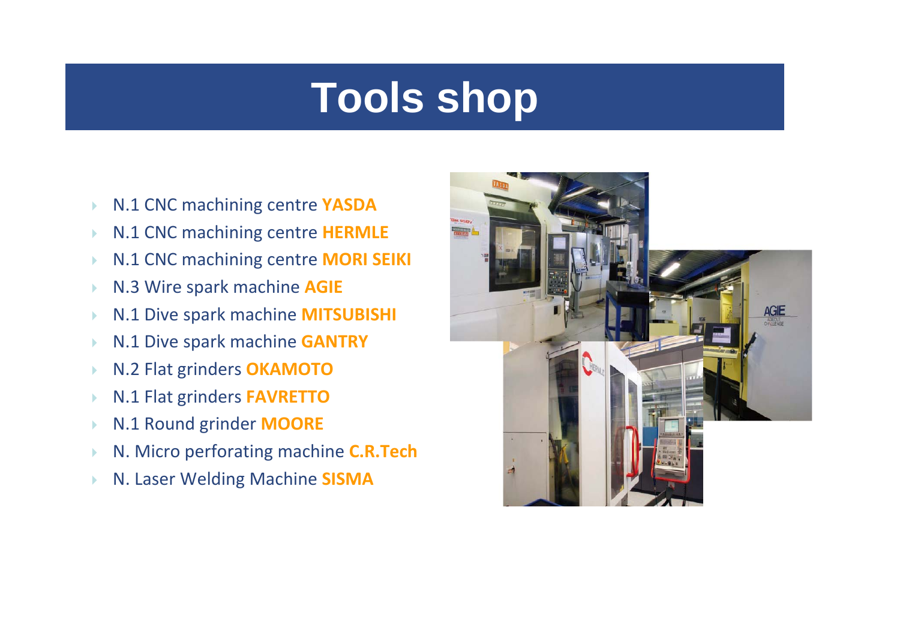# Tools shop

- N.1 CNC machining centre **YASDA**
- N.1 CNC machining centre **HERMLE**
- N.1 CNC machining centre **MORI SEIKI**
- N.3 Wire spark machine **AGIE**
- N.1 Dive spark machine **MITSUBISHI**
- N.1 Dive spark machine **GANTRY**
- N.2 Flat grinders **OKAMOTO**
- N.1 Flat grinders **FAVRETTO**
- N.1 Round grinder **MOORE**
- N. Micro perforating machine **C.R.Tech**
- N. Laser Welding Machine **SISMA**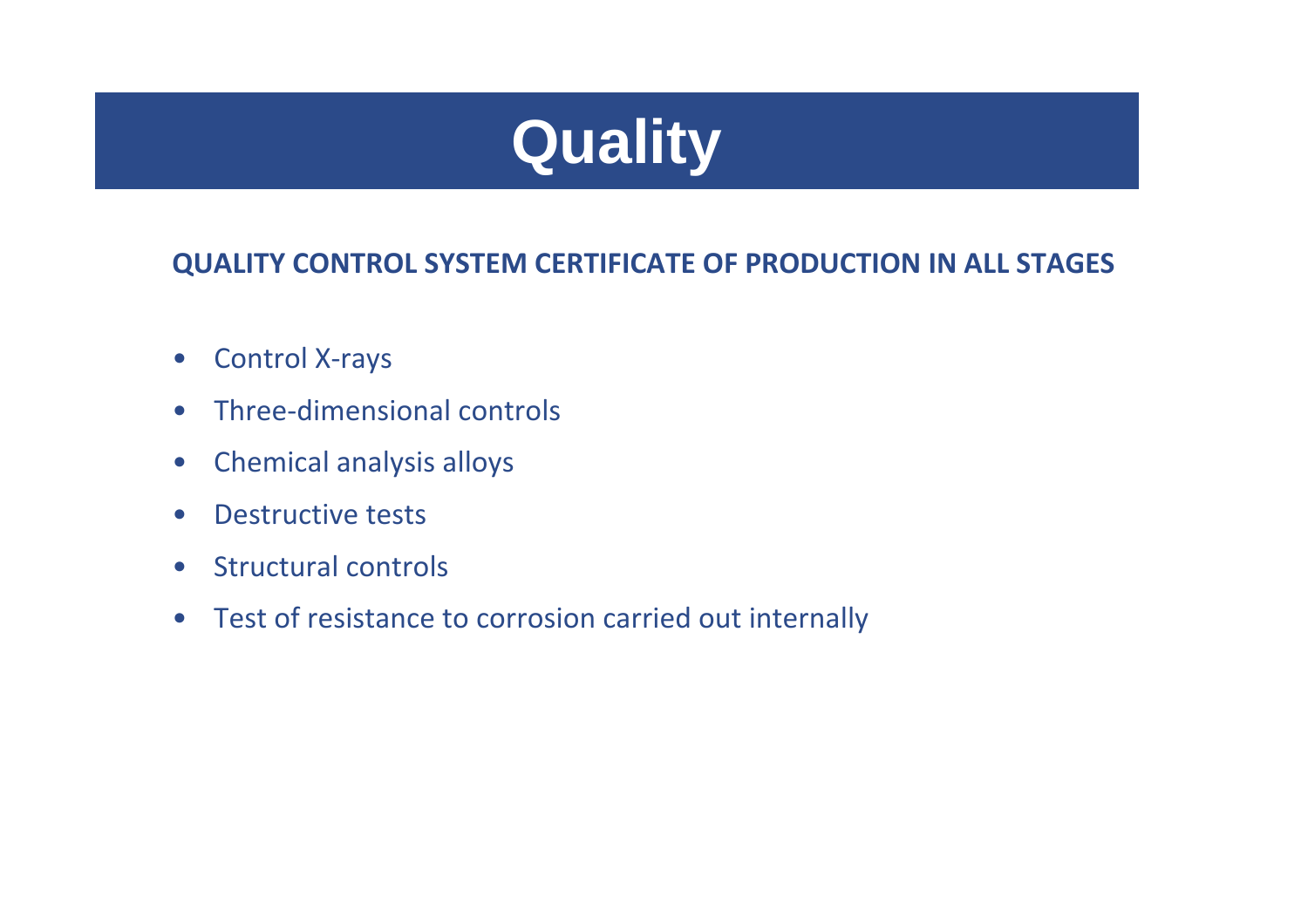# Quality

**QUALITY CONTROL SYSTEM CERTIFICATE OF PRODUCTION IN ALL STAGES**

- Control X-rays
- Three-dimensional controls
- Chemical analysis alloys
- Destructive tests
- Structural controls
- Test of resistance to corrosion carried out internally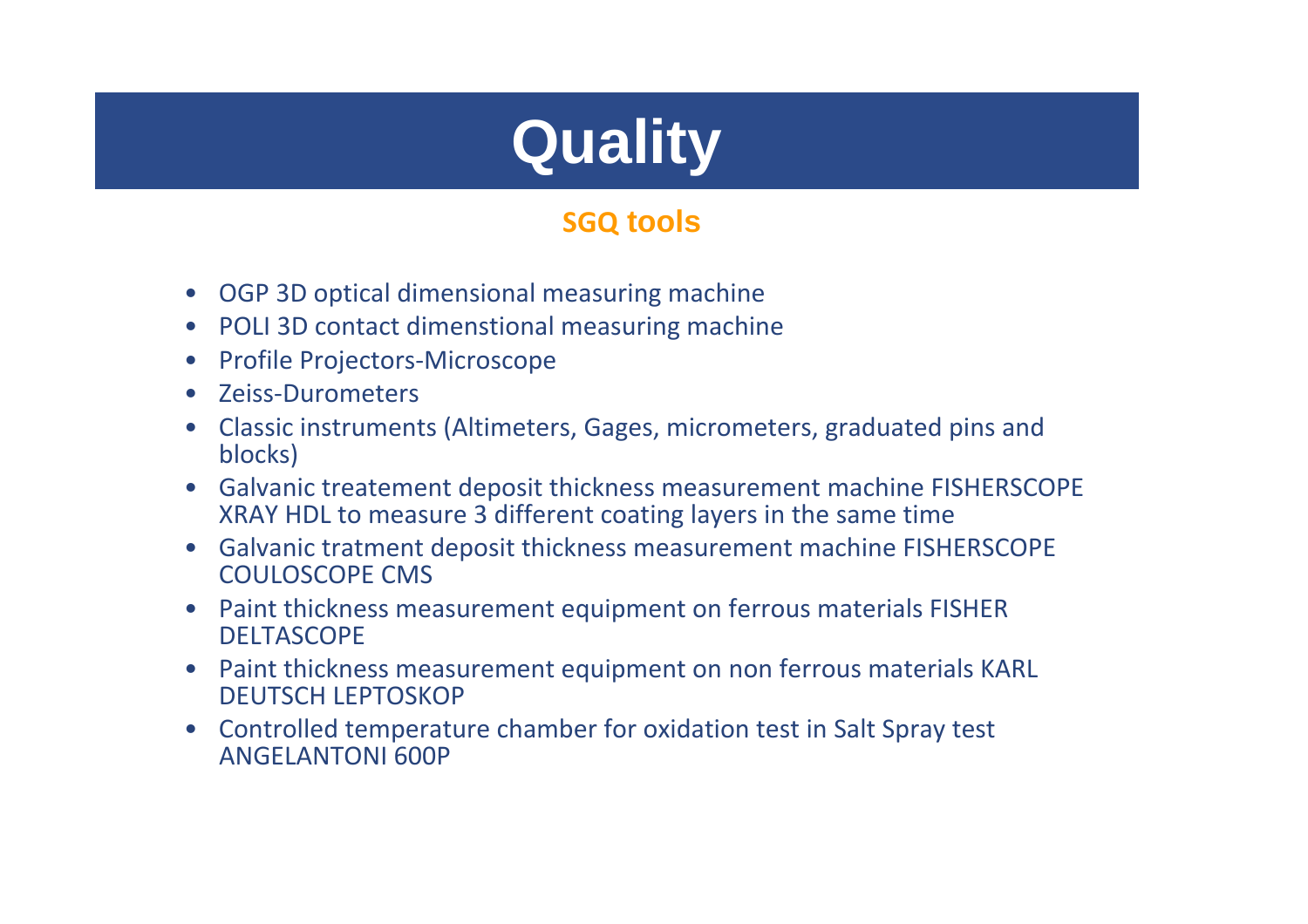# Quality

## SGQ tools

- OGP 3D optical dimensional measuring machine
- POLI 3D contact dimenstional measuring machine
- Profile Projectors-Microscope
- Zeiss-Durometers
- Classic instruments (Altimeters, Gages, micrometers, graduated pins and blocks)
- Galvanic treatement deposit thickness measurement machine FISHERSCOPE XRAY HDL to measure 3 different coating layers in the same time
- Galvanic tratment deposit thickness measurement machine FISHERSCOPE COULOSCOPE CMS
- Paint thickness measurement equipment on ferrous materials FISHER DELTASCOPE
- Paint thickness measurement equipment on non ferrous materials KARL DEUTSCH LEPTOSKOP
- Controlled temperature chamber for oxidation test in Salt Spray test ANGELANTONI 600P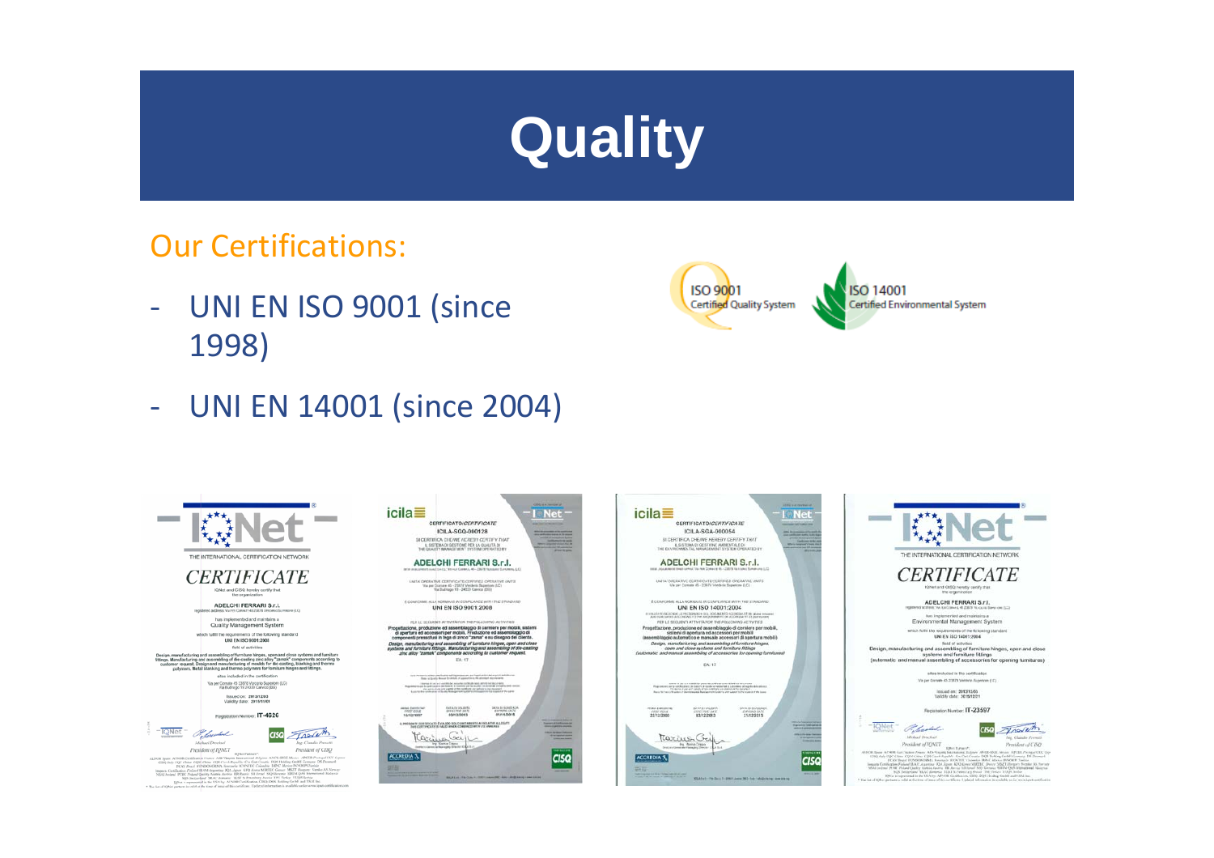# Quality

Our Certifications:

- UNI EN ISO 9001 (since 1998)
- UNI EN 14001 (since 2004)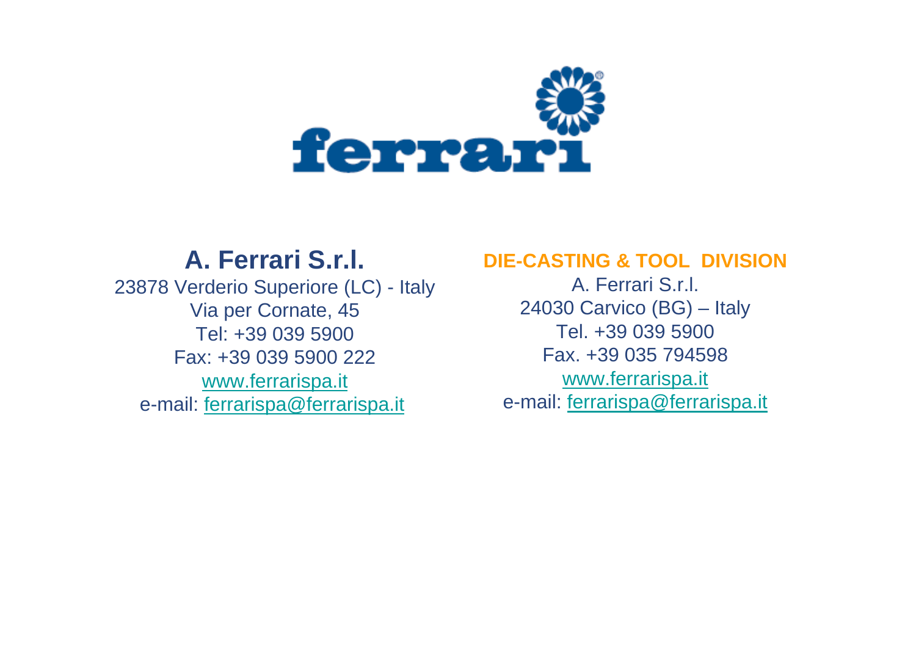ferrari

## A. Ferrari S.r.l.

23878 Verderio Superiore (LC) - Italy
Via per Cornate, 45
Tel: +39 039 5900
Fax: +39 039 5900 222
www.ferrarispa.it
e-mail: ferrarispa@ferrarispa.it

## DIE-CASTING & TOOL DIVISION

A. Ferrari S.r.l.
24030 Carvico (BG) – Italy
Tel. +39 039 5900
Fax. +39 035 794598
www.ferrarispa.it
e-mail: ferrarispa@ferrarispa.it